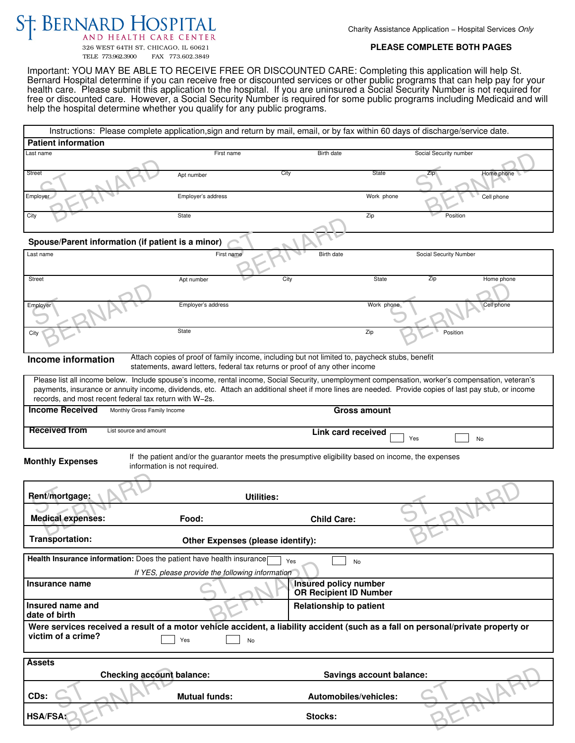# ST. BERNARD HOSPITAL
AND HEALTH CARE CENTER

326 WEST 64TH ST, CHICAGO, IL 60621
TELE 773.962.3900 FAX 773.602.3849

Charity Assistance Application – Hospital Services *Only*

**PLEASE COMPLETE BOTH PAGES**

Important: YOU MAY BE ABLE TO RECEIVE FREE OR DISCOUNTED CARE: Completing this application will help St. Bernard Hospital determine if you can receive free or discounted services or other public programs that can help pay for your health care. Please submit this application to the hospital. If you are uninsured a Social Security Number is not required for free or discounted care. However, a Social Security Number is required for some public programs including Medicaid and will help the hospital determine whether you qualify for any public programs.

Instructions: Please complete application,sign and return by mail, email, or by fax within 60 days of discharge/service date.

## Patient information

| Last name | | First name | Birth date | | Social Security number | |
|---|---|---|---|---|---|---|
| Street | Apt number | City | State | Zip | Home phone | |
| Employer | Employer's address | | Work phone | | Cell phone | |
| City | State | | Zip | | Position | |

## Spouse/Parent information (if patient is a minor)

| Last name | | First name | Birth date | | Social Security Number | |
|---|---|---|---|---|---|---|
| Street | Apt number | City | State | Zip | Home phone | |
| Employer | Employer's address | | Work phone | | Cell phone | |
| City | State | | Zip | | Position | |

## Income information

Attach copies of proof of family income, including but not limited to, paycheck stubs, benefit statements, award letters, federal tax returns or proof of any other income

Please list all income below. Include spouse's income, rental income, Social Security, unemployment compensation, worker's compensation, veteran's payments, insurance or annuity income, dividends, etc. Attach an additional sheet if more lines are needed. Provide copies of last pay stub, or income records, and most recent federal tax return with W–2s.

| **Income Received** Monthly Gross Family Income | **Gross amount** |
|---|---|
| **Received from** List source and amount | **Link card received** ☐ Yes ☐ No |

## Monthly Expenses

If the patient and/or the guarantor meets the presumptive eligibility based on income, the expenses information is not required.

| **Rent/mortgage:** | | **Utilities:** |
|---|---|---|
| **Medical expenses:** | **Food:** | **Child Care:** |
| **Transportation:** | **Other Expenses (please identify):** | |

**Health Insurance information:** Does the patient have health insurance ☐ Yes ☐ No

*If YES, please provide the following information*

| **Insurance name** | **Insured policy number OR Recipient ID Number** |
|---|---|
| **Insured name and date of birth** | **Relationship to patient** |

**Were services received a result of a motor vehicle accident, a liability accident (such as a fall on personal/private property or victim of a crime?** ☐ Yes ☐ No

## Assets

| **Checking account balance:** | | **Savings account balance:** |
|---|---|---|
| **CDs:** | **Mutual funds:** | **Automobiles/vehicles:** |
| **HSA/FSA:** | | **Stocks:** |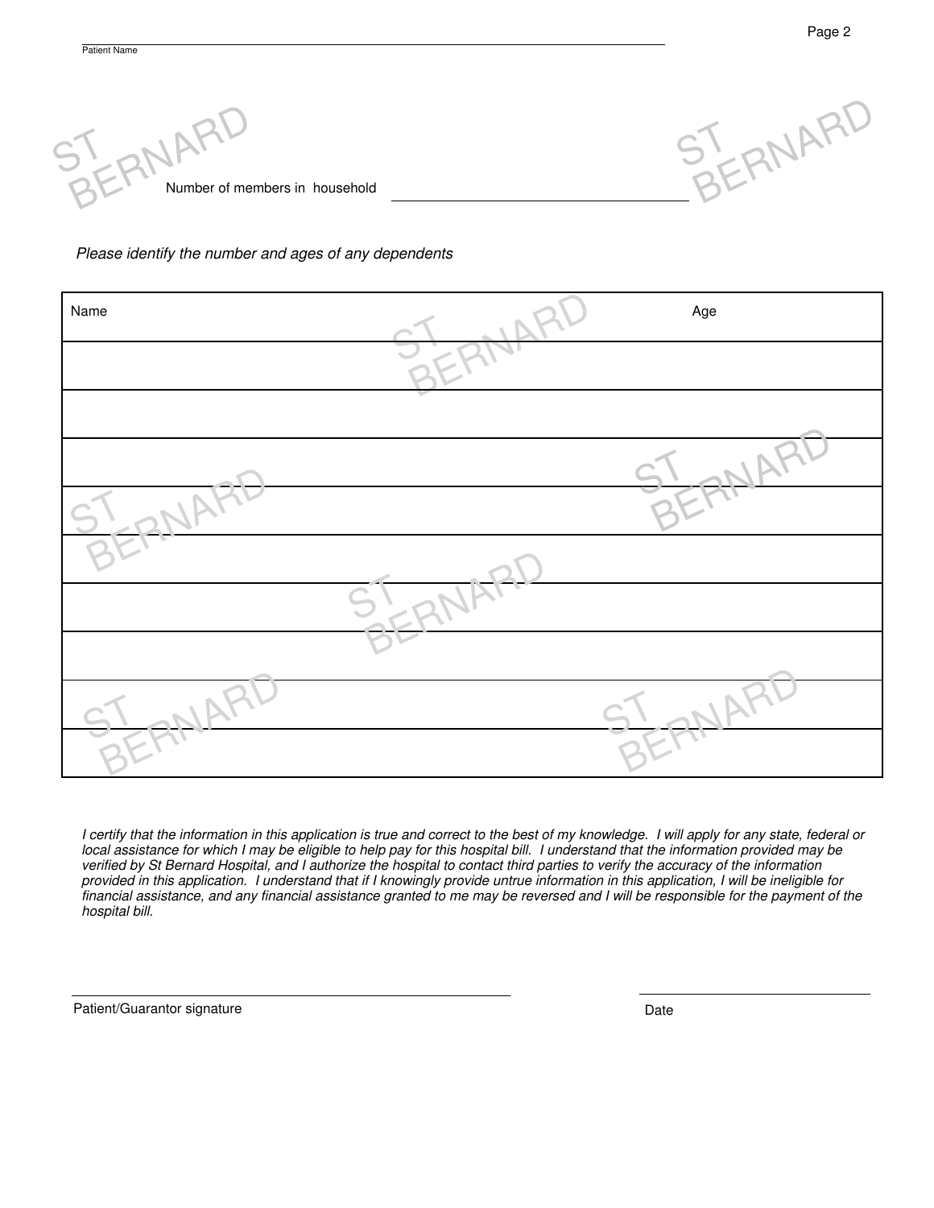Patient Name ______________________________________________

Number of members in household ____________________

*Please identify the number and ages of any dependents*

| Name | Age |
| --- | --- |
| | |
| | |
| | |
| | |
| | |
| | |
| | |
| | |
| | |

*I certify that the information in this application is true and correct to the best of my knowledge. I will apply for any state, federal or local assistance for which I may be eligible to help pay for this hospital bill. I understand that the information provided may be verified by St Bernard Hospital, and I authorize the hospital to contact third parties to verify the accuracy of the information provided in this application. I understand that if I knowingly provide untrue information in this application, I will be ineligible for financial assistance, and any financial assistance granted to me may be reversed and I will be responsible for the payment of the hospital bill.*

______________________________________________ ____________________

Patient/Guarantor signature Date